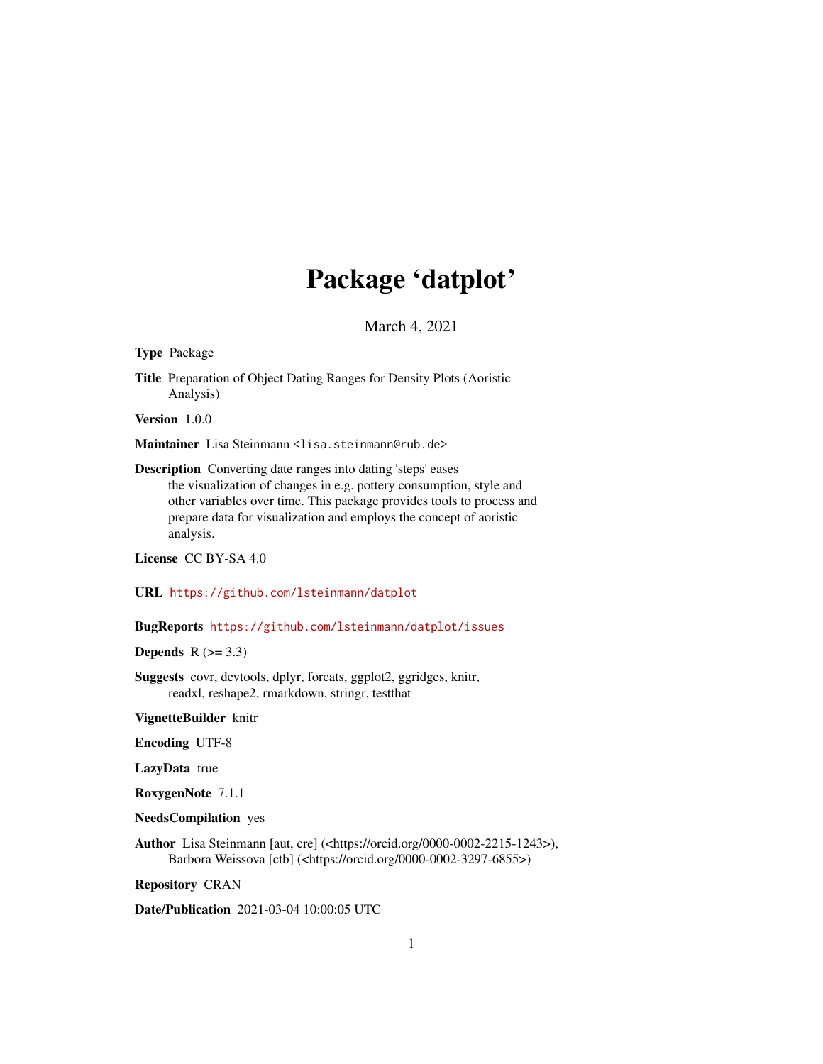# Package 'datplot'

March 4, 2021

**Type** Package

**Title** Preparation of Object Dating Ranges for Density Plots (Aoristic Analysis)

**Version** 1.0.0

**Maintainer** Lisa Steinmann <lisa.steinmann@rub.de>

**Description** Converting date ranges into dating 'steps' eases the visualization of changes in e.g. pottery consumption, style and other variables over time. This package provides tools to process and prepare data for visualization and employs the concept of aoristic analysis.

**License** CC BY-SA 4.0

**URL** https://github.com/lsteinmann/datplot

**BugReports** https://github.com/lsteinmann/datplot/issues

**Depends** R (>= 3.3)

**Suggests** covr, devtools, dplyr, forcats, ggplot2, ggridges, knitr, readxl, reshape2, rmarkdown, stringr, testthat

**VignetteBuilder** knitr

**Encoding** UTF-8

**LazyData** true

**RoxygenNote** 7.1.1

**NeedsCompilation** yes

**Author** Lisa Steinmann [aut, cre] (<https://orcid.org/0000-0002-2215-1243>), Barbora Weissova [ctb] (<https://orcid.org/0000-0002-3297-6855>)

**Repository** CRAN

**Date/Publication** 2021-03-04 10:00:05 UTC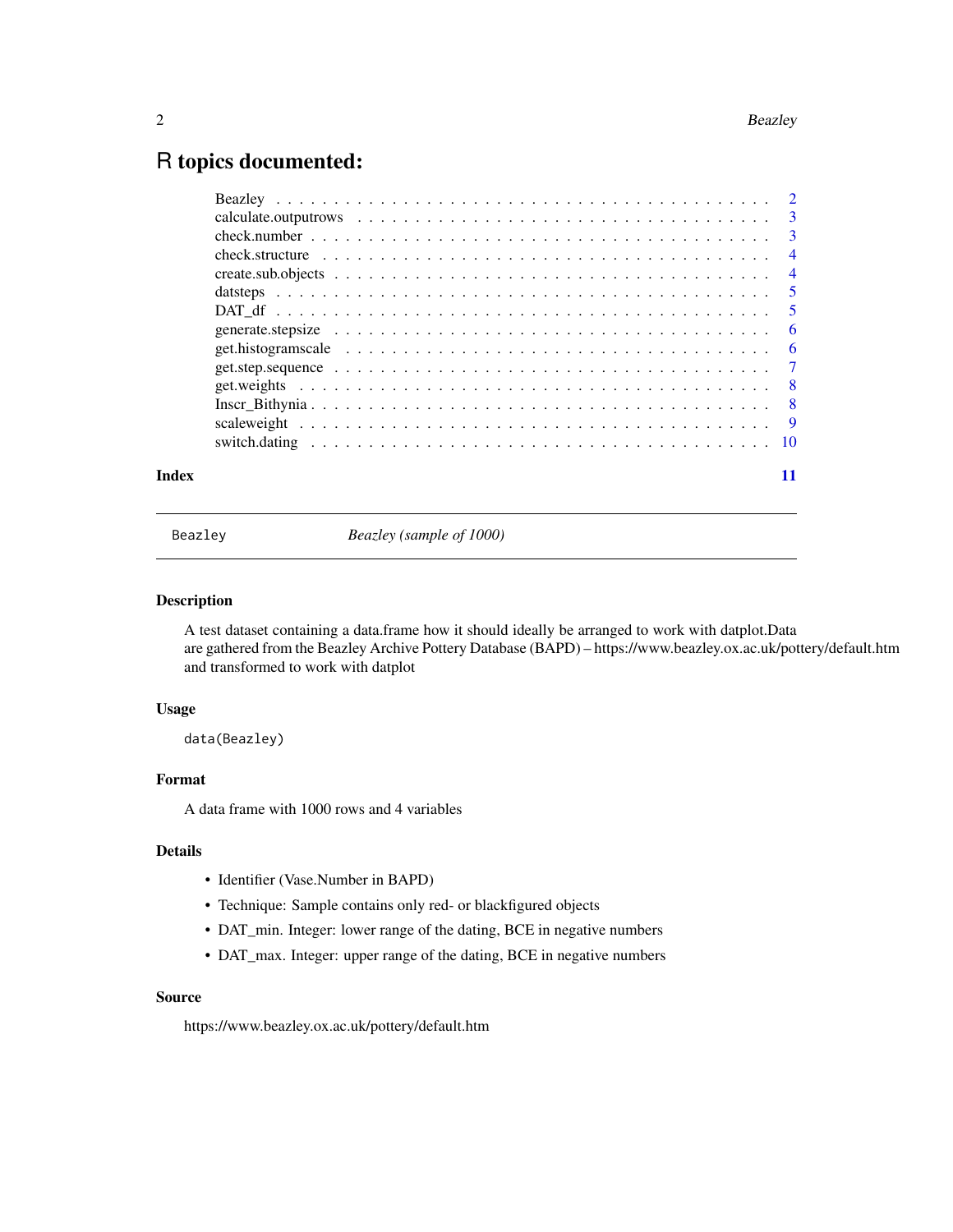# R topics documented:

Beazley . . . . . . . . . . . . . . . . . . . . . . . . . . . . . . . . . . . . . . . . . . 2
calculate.outputrows . . . . . . . . . . . . . . . . . . . . . . . . . . . . . . . . . . . 3
check.number . . . . . . . . . . . . . . . . . . . . . . . . . . . . . . . . . . . . . . . 3
check.structure . . . . . . . . . . . . . . . . . . . . . . . . . . . . . . . . . . . . . . 4
create.sub.objects . . . . . . . . . . . . . . . . . . . . . . . . . . . . . . . . . . . . 4
datsteps . . . . . . . . . . . . . . . . . . . . . . . . . . . . . . . . . . . . . . . . . 5
DAT_df . . . . . . . . . . . . . . . . . . . . . . . . . . . . . . . . . . . . . . . . . . 5
generate.stepsize . . . . . . . . . . . . . . . . . . . . . . . . . . . . . . . . . . . . 6
get.histogramscale . . . . . . . . . . . . . . . . . . . . . . . . . . . . . . . . . . . 6
get.step.sequence . . . . . . . . . . . . . . . . . . . . . . . . . . . . . . . . . . . . 7
get.weights . . . . . . . . . . . . . . . . . . . . . . . . . . . . . . . . . . . . . . . 8
Inscr_Bithynia . . . . . . . . . . . . . . . . . . . . . . . . . . . . . . . . . . . . . 8
scaleweight . . . . . . . . . . . . . . . . . . . . . . . . . . . . . . . . . . . . . . . 9
switch.dating . . . . . . . . . . . . . . . . . . . . . . . . . . . . . . . . . . . . . . 10

**Index** **11**

---

`Beazley` *Beazley (sample of 1000)*

---

### Description

A test dataset containing a data.frame how it should ideally be arranged to work with datplot.Data are gathered from the Beazley Archive Pottery Database (BAPD) – https://www.beazley.ox.ac.uk/pottery/default.htm and transformed to work with datplot

### Usage

```
data(Beazley)
```

### Format

A data frame with 1000 rows and 4 variables

### Details

- Identifier (Vase.Number in BAPD)
- Technique: Sample contains only red- or blackfigured objects
- DAT_min. Integer: lower range of the dating, BCE in negative numbers
- DAT_max. Integer: upper range of the dating, BCE in negative numbers

### Source

https://www.beazley.ox.ac.uk/pottery/default.htm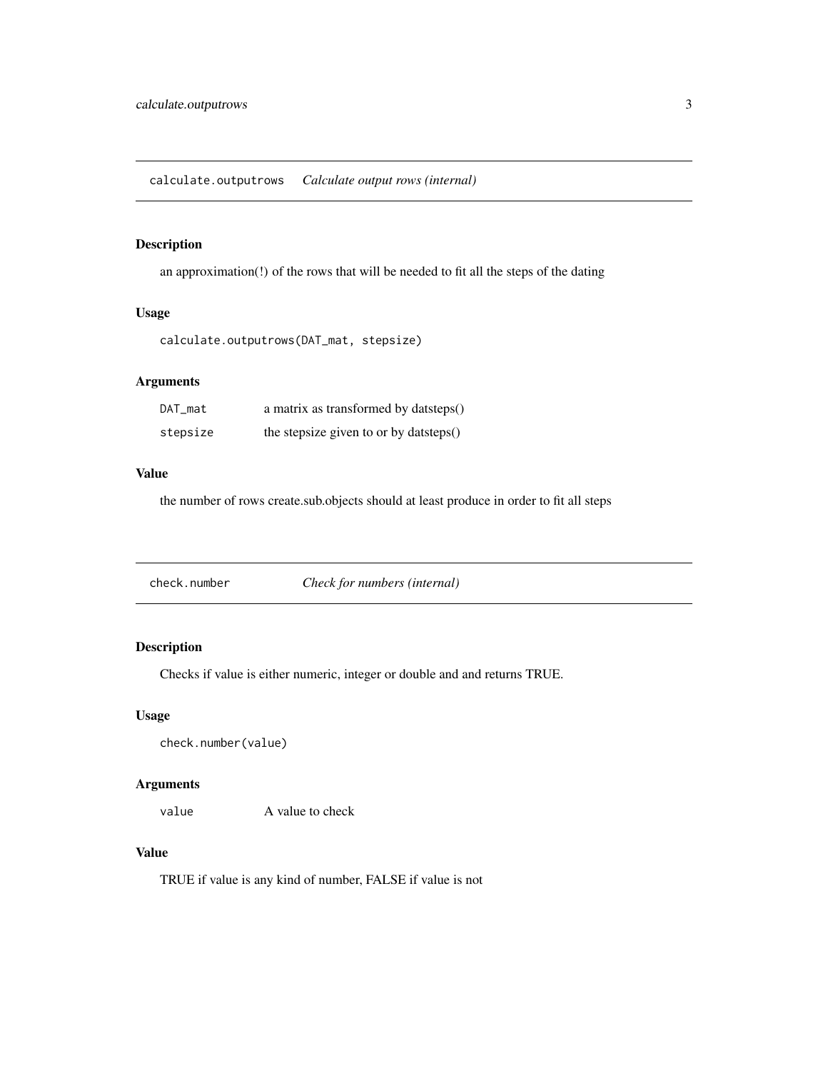## calculate.outputrows *Calculate output rows (internal)*

### Description

an approximation(!) of the rows that will be needed to fit all the steps of the dating

### Usage

```
calculate.outputrows(DAT_mat, stepsize)
```

### Arguments

| | |
|---|---|
| `DAT_mat` | a matrix as transformed by datsteps() |
| `stepsize` | the stepsize given to or by datsteps() |

### Value

the number of rows create.sub.objects should at least produce in order to fit all steps

## check.number *Check for numbers (internal)*

### Description

Checks if value is either numeric, integer or double and and returns TRUE.

### Usage

```
check.number(value)
```

### Arguments

| | |
|---|---|
| `value` | A value to check |

### Value

TRUE if value is any kind of number, FALSE if value is not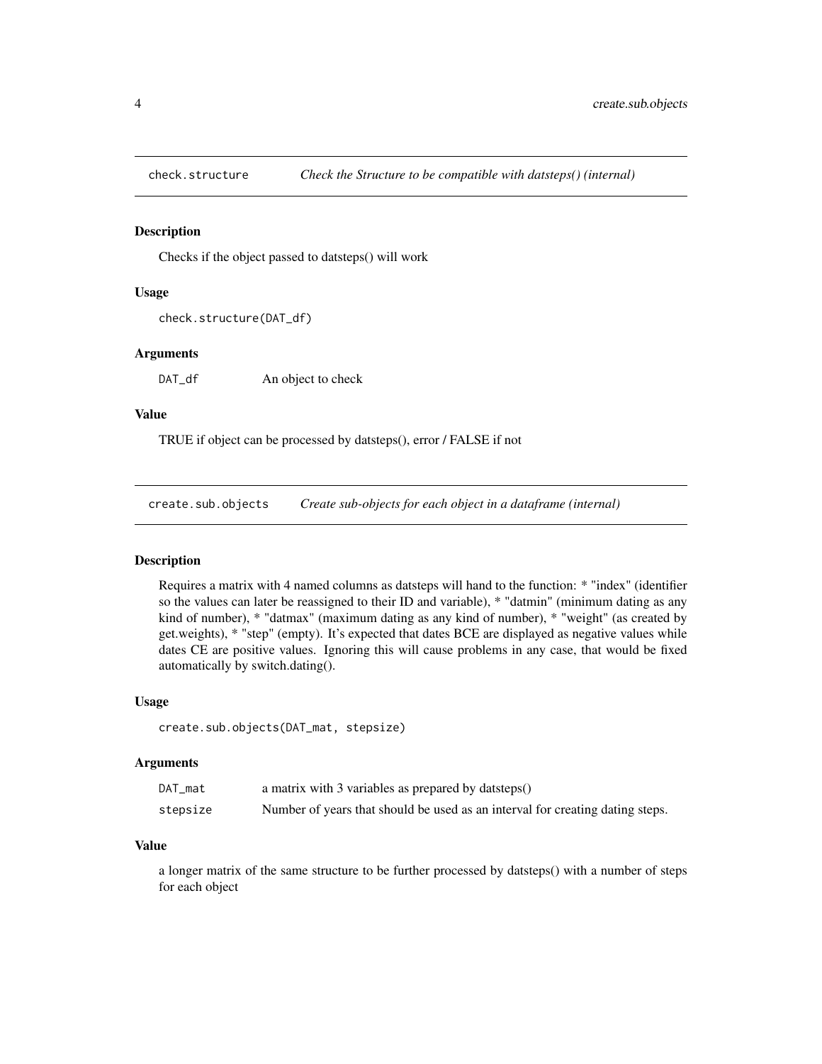## check.structure — *Check the Structure to be compatible with datsteps() (internal)*

### Description

Checks if the object passed to datsteps() will work

### Usage

```
check.structure(DAT_df)
```

### Arguments

| | |
|---|---|
| DAT_df | An object to check |

### Value

TRUE if object can be processed by datsteps(), error / FALSE if not

## create.sub.objects — *Create sub-objects for each object in a dataframe (internal)*

### Description

Requires a matrix with 4 named columns as datsteps will hand to the function: * "index" (identifier so the values can later be reassigned to their ID and variable), * "datmin" (minimum dating as any kind of number), * "datmax" (maximum dating as any kind of number), * "weight" (as created by get.weights), * "step" (empty). It's expected that dates BCE are displayed as negative values while dates CE are positive values. Ignoring this will cause problems in any case, that would be fixed automatically by switch.dating().

### Usage

```
create.sub.objects(DAT_mat, stepsize)
```

### Arguments

| | |
|---|---|
| DAT_mat | a matrix with 3 variables as prepared by datsteps() |
| stepsize | Number of years that should be used as an interval for creating dating steps. |

### Value

a longer matrix of the same structure to be further processed by datsteps() with a number of steps for each object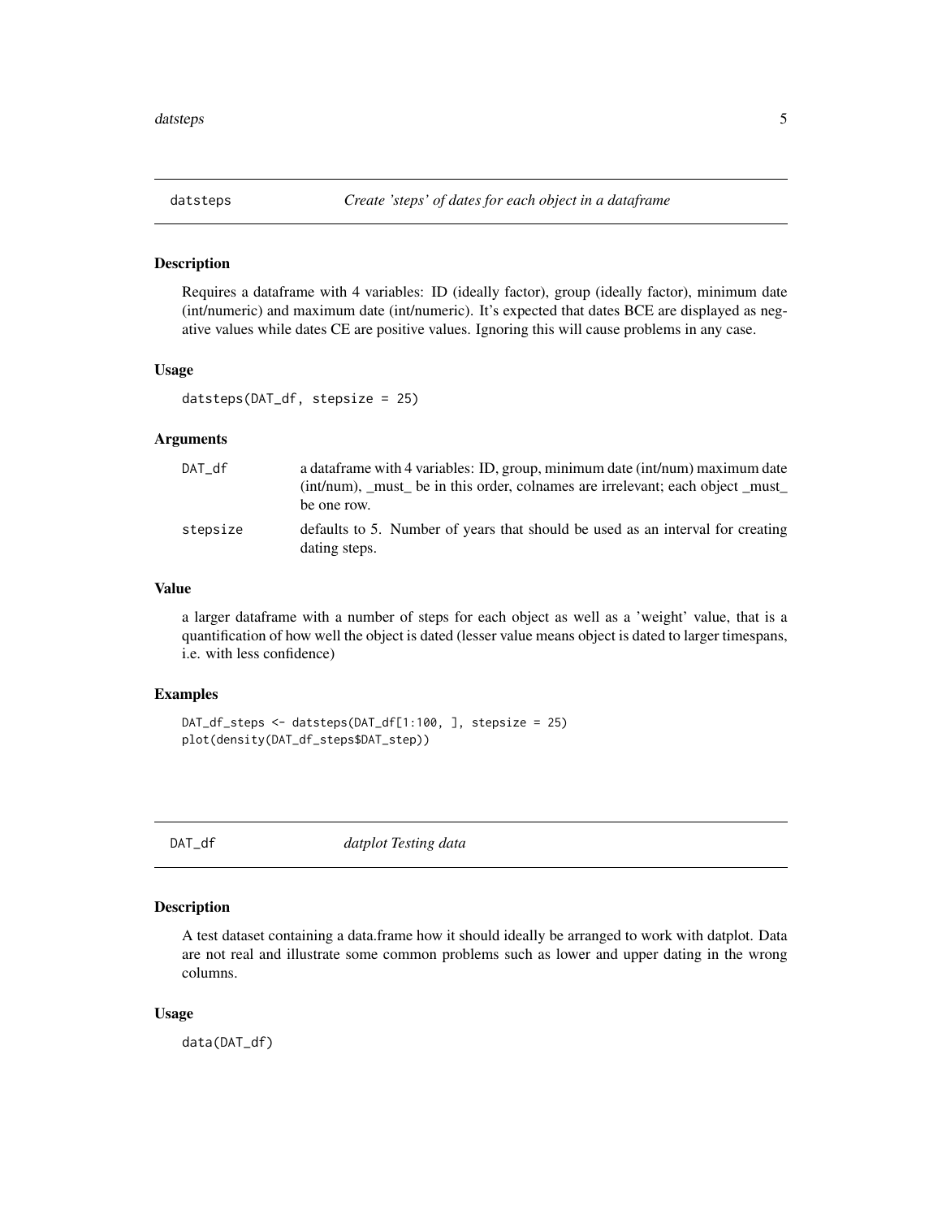## datsteps — *Create 'steps' of dates for each object in a dataframe*

### Description

Requires a dataframe with 4 variables: ID (ideally factor), group (ideally factor), minimum date (int/numeric) and maximum date (int/numeric). It's expected that dates BCE are displayed as negative values while dates CE are positive values. Ignoring this will cause problems in any case.

### Usage

```
datsteps(DAT_df, stepsize = 25)
```

### Arguments

| | |
|---|---|
| `DAT_df` | a dataframe with 4 variables: ID, group, minimum date (int/num) maximum date (int/num), _must_ be in this order, colnames are irrelevant; each object _must_ be one row. |
| `stepsize` | defaults to 5. Number of years that should be used as an interval for creating dating steps. |

### Value

a larger dataframe with a number of steps for each object as well as a 'weight' value, that is a quantification of how well the object is dated (lesser value means object is dated to larger timespans, i.e. with less confidence)

### Examples

```
DAT_df_steps <- datsteps(DAT_df[1:100, ], stepsize = 25)
plot(density(DAT_df_steps$DAT_step))
```

## DAT_df — *datplot Testing data*

### Description

A test dataset containing a data.frame how it should ideally be arranged to work with datplot. Data are not real and illustrate some common problems such as lower and upper dating in the wrong columns.

### Usage

```
data(DAT_df)
```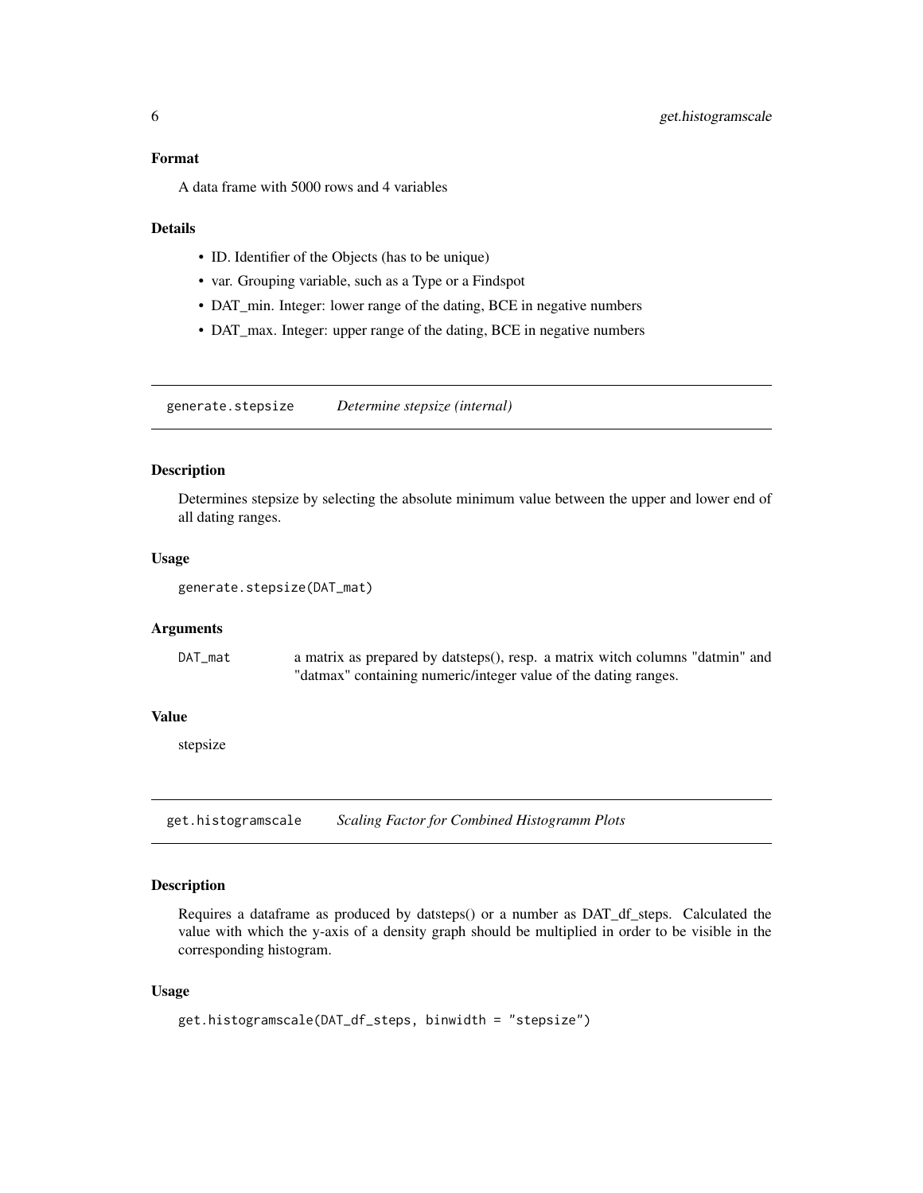## Format

A data frame with 5000 rows and 4 variables

## Details

- ID. Identifier of the Objects (has to be unique)
- var. Grouping variable, such as a Type or a Findspot
- DAT_min. Integer: lower range of the dating, BCE in negative numbers
- DAT_max. Integer: upper range of the dating, BCE in negative numbers

---

# generate.stepsize — *Determine stepsize (internal)*

## Description

Determines stepsize by selecting the absolute minimum value between the upper and lower end of all dating ranges.

## Usage

```
generate.stepsize(DAT_mat)
```

## Arguments

| | |
|---|---|
| DAT_mat | a matrix as prepared by datsteps(), resp. a matrix witch columns "datmin" and "datmax" containing numeric/integer value of the dating ranges. |

## Value

stepsize

---

# get.histogramscale — *Scaling Factor for Combined Histogramm Plots*

## Description

Requires a dataframe as produced by datsteps() or a number as DAT_df_steps. Calculated the value with which the y-axis of a density graph should be multiplied in order to be visible in the corresponding histogram.

## Usage

```
get.histogramscale(DAT_df_steps, binwidth = "stepsize")
```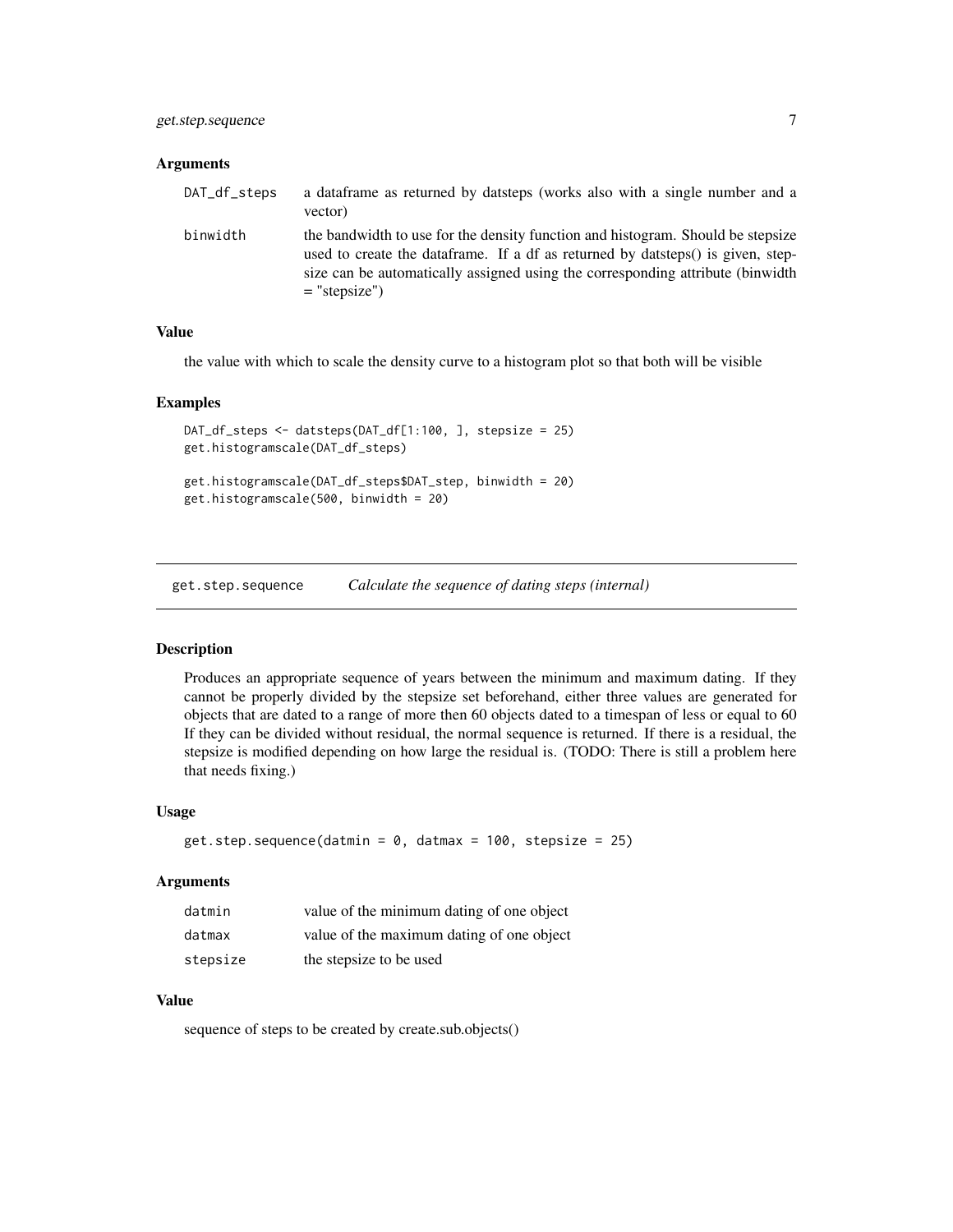### Arguments

- `DAT_df_steps` — a dataframe as returned by datsteps (works also with a single number and a vector)
- `binwidth` — the bandwidth to use for the density function and histogram. Should be stepsize used to create the dataframe. If a df as returned by datsteps() is given, stepsize can be automatically assigned using the corresponding attribute (binwidth = "stepsize")

### Value

the value with which to scale the density curve to a histogram plot so that both will be visible

### Examples

```
DAT_df_steps <- datsteps(DAT_df[1:100, ], stepsize = 25)
get.histogramscale(DAT_df_steps)

get.histogramscale(DAT_df_steps$DAT_step, binwidth = 20)
get.histogramscale(500, binwidth = 20)
```

---

## get.step.sequence — *Calculate the sequence of dating steps (internal)*

---

### Description

Produces an appropriate sequence of years between the minimum and maximum dating. If they cannot be properly divided by the stepsize set beforehand, either three values are generated for objects that are dated to a range of more then 60 objects dated to a timespan of less or equal to 60 If they can be divided without residual, the normal sequence is returned. If there is a residual, the stepsize is modified depending on how large the residual is. (TODO: There is still a problem here that needs fixing.)

### Usage

```
get.step.sequence(datmin = 0, datmax = 100, stepsize = 25)
```

### Arguments

- `datmin` — value of the minimum dating of one object
- `datmax` — value of the maximum dating of one object
- `stepsize` — the stepsize to be used

### Value

sequence of steps to be created by create.sub.objects()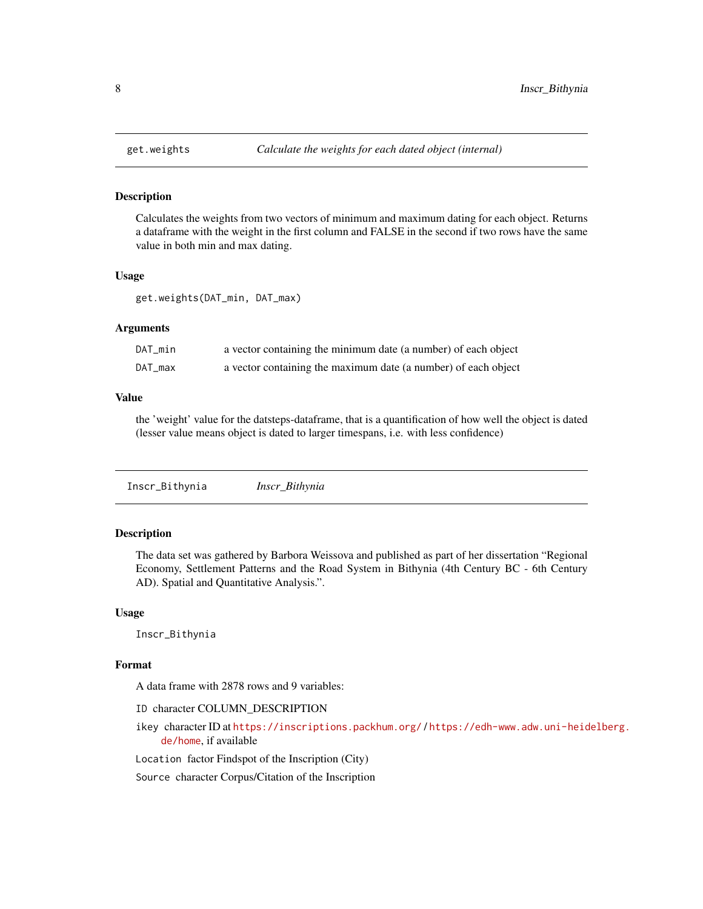## get.weights — *Calculate the weights for each dated object (internal)*

### Description

Calculates the weights from two vectors of minimum and maximum dating for each object. Returns a dataframe with the weight in the first column and FALSE in the second if two rows have the same value in both min and max dating.

### Usage

```
get.weights(DAT_min, DAT_max)
```

### Arguments

| | |
|---|---|
| `DAT_min` | a vector containing the minimum date (a number) of each object |
| `DAT_max` | a vector containing the maximum date (a number) of each object |

### Value

the 'weight' value for the datsteps-dataframe, that is a quantification of how well the object is dated (lesser value means object is dated to larger timespans, i.e. with less confidence)

## Inscr_Bithynia — *Inscr_Bithynia*

### Description

The data set was gathered by Barbora Weissova and published as part of her dissertation "Regional Economy, Settlement Patterns and the Road System in Bithynia (4th Century BC - 6th Century AD). Spatial and Quantitative Analysis.".

### Usage

```
Inscr_Bithynia
```

### Format

A data frame with 2878 rows and 9 variables:

- `ID` character COLUMN_DESCRIPTION
- `ikey` character ID at https://inscriptions.packhum.org/ / https://edh-www.adw.uni-heidelberg.de/home, if available
- `Location` factor Findspot of the Inscription (City)
- `Source` character Corpus/Citation of the Inscription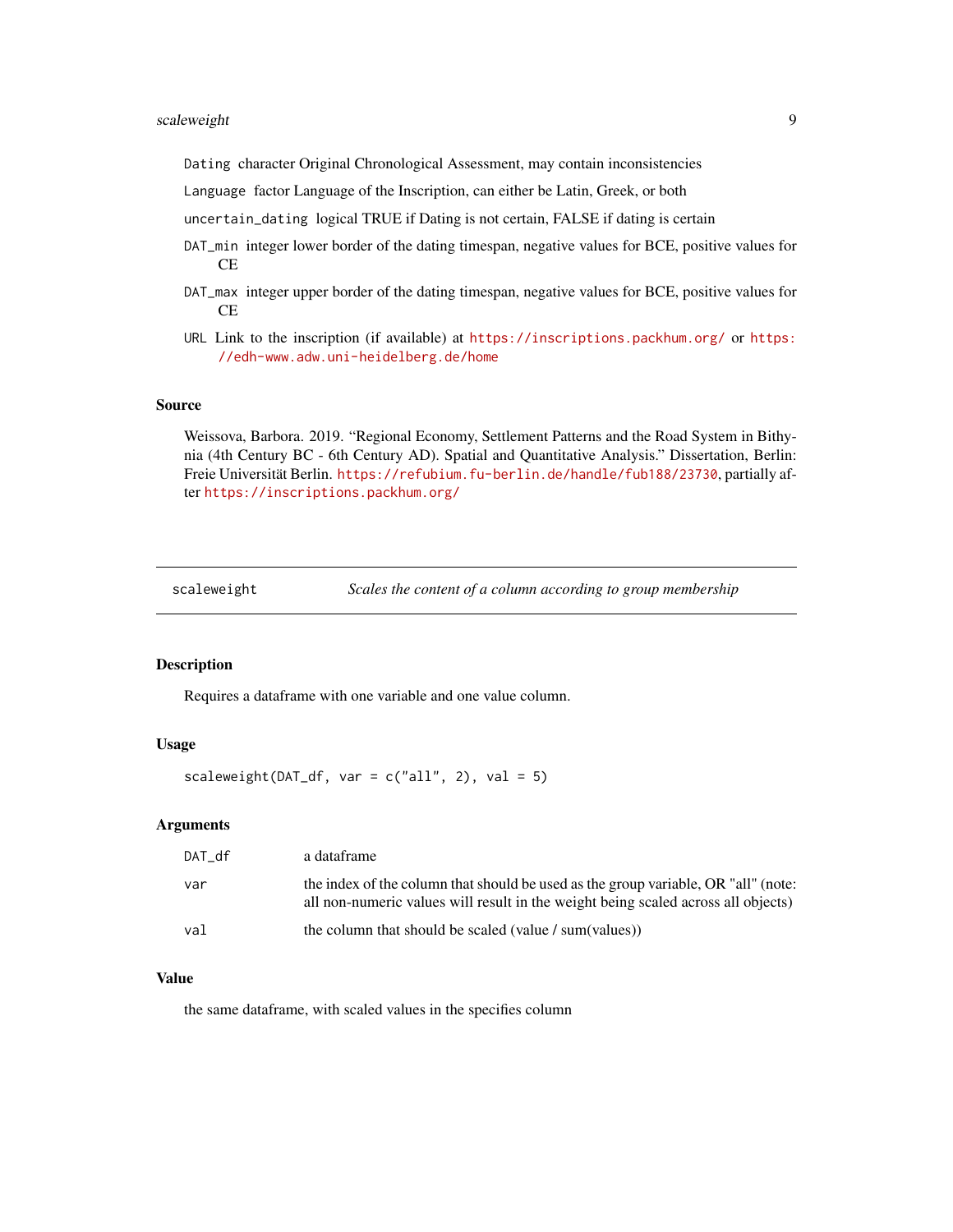`Dating` character Original Chronological Assessment, may contain inconsistencies

`Language` factor Language of the Inscription, can either be Latin, Greek, or both

`uncertain_dating` logical TRUE if Dating is not certain, FALSE if dating is certain

`DAT_min` integer lower border of the dating timespan, negative values for BCE, positive values for CE

`DAT_max` integer upper border of the dating timespan, negative values for BCE, positive values for CE

`URL` Link to the inscription (if available) at https://inscriptions.packhum.org/ or https://edh-www.adw.uni-heidelberg.de/home

## Source

Weissova, Barbora. 2019. "Regional Economy, Settlement Patterns and the Road System in Bithynia (4th Century BC - 6th Century AD). Spatial and Quantitative Analysis." Dissertation, Berlin: Freie Universität Berlin. https://refubium.fu-berlin.de/handle/fub188/23730, partially after https://inscriptions.packhum.org/

---

# `scaleweight` *Scales the content of a column according to group membership*

---

## Description

Requires a dataframe with one variable and one value column.

## Usage

```
scaleweight(DAT_df, var = c("all", 2), val = 5)
```

## Arguments

| | |
|---|---|
| `DAT_df` | a dataframe |
| `var` | the index of the column that should be used as the group variable, OR "all" (note: all non-numeric values will result in the weight being scaled across all objects) |
| `val` | the column that should be scaled (value / sum(values)) |

## Value

the same dataframe, with scaled values in the specifies column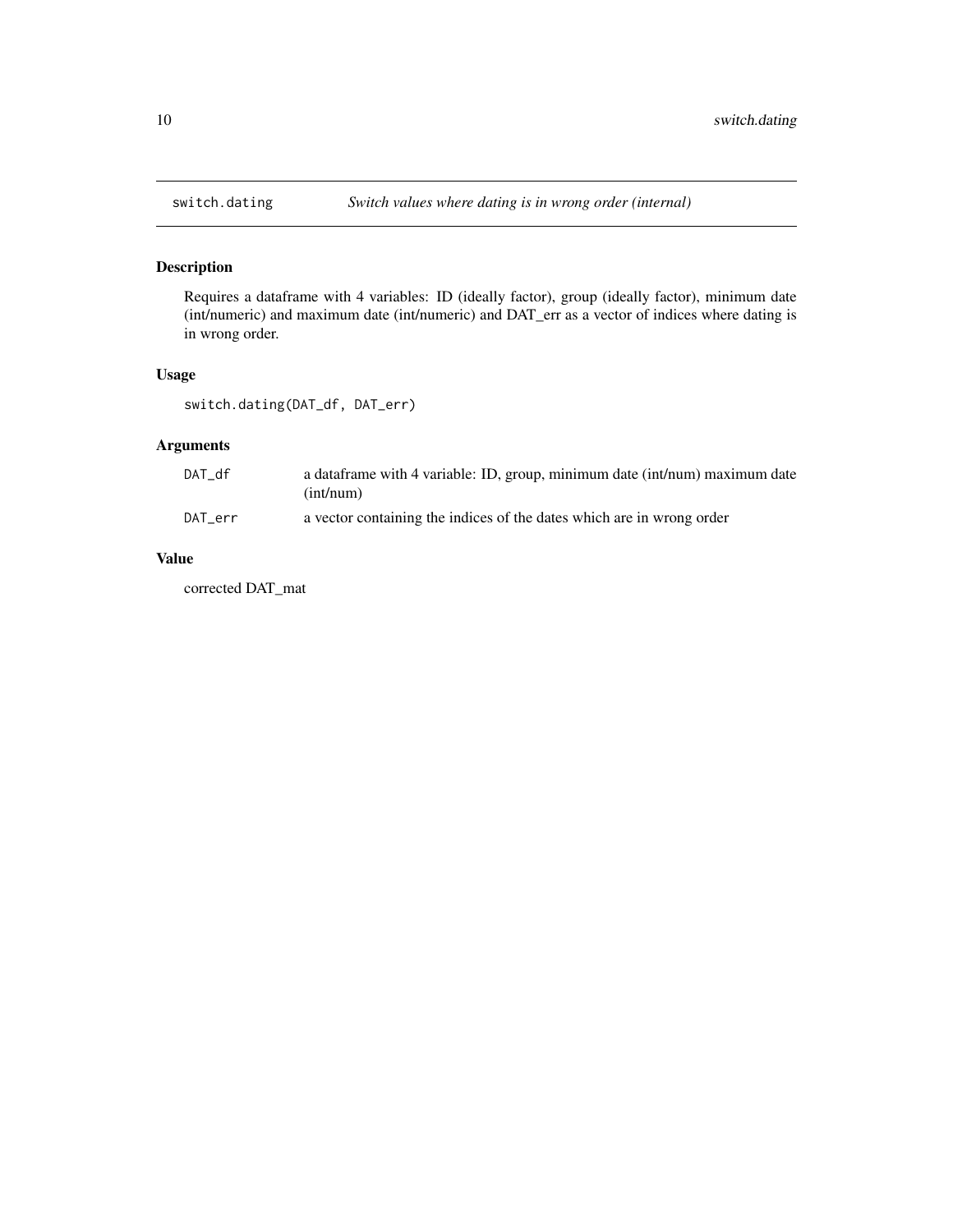## switch.dating — *Switch values where dating is in wrong order (internal)*

### Description

Requires a dataframe with 4 variables: ID (ideally factor), group (ideally factor), minimum date (int/numeric) and maximum date (int/numeric) and DAT_err as a vector of indices where dating is in wrong order.

### Usage

```
switch.dating(DAT_df, DAT_err)
```

### Arguments

| | |
|---|---|
| DAT_df | a dataframe with 4 variable: ID, group, minimum date (int/num) maximum date (int/num) |
| DAT_err | a vector containing the indices of the dates which are in wrong order |

### Value

corrected DAT_mat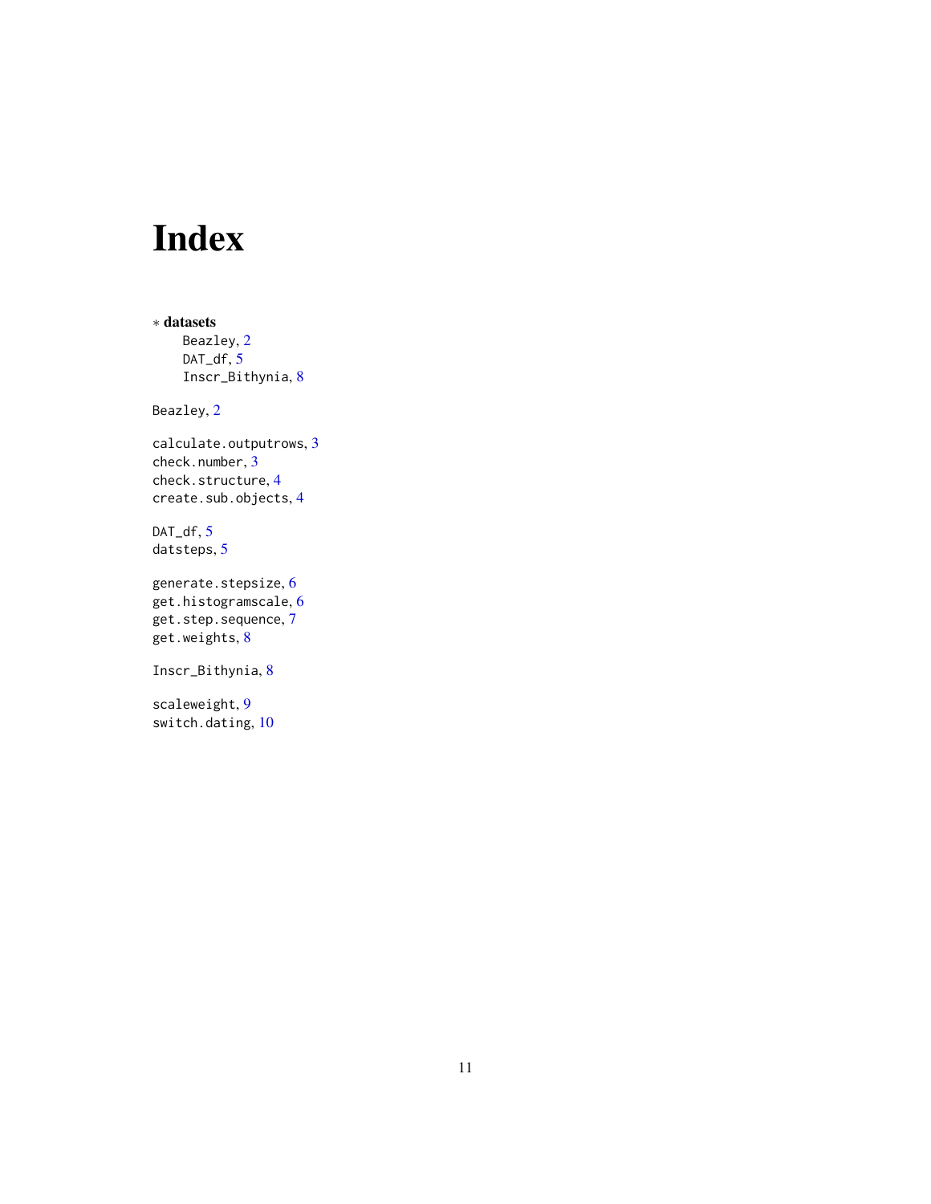# Index

∗ **datasets**

    Beazley, 2
    DAT_df, 5
    Inscr_Bithynia, 8

Beazley, 2

calculate.outputrows, 3
check.number, 3
check.structure, 4
create.sub.objects, 4

DAT_df, 5
datsteps, 5

generate.stepsize, 6
get.histogramscale, 6
get.step.sequence, 7
get.weights, 8

Inscr_Bithynia, 8

scaleweight, 9
switch.dating, 10